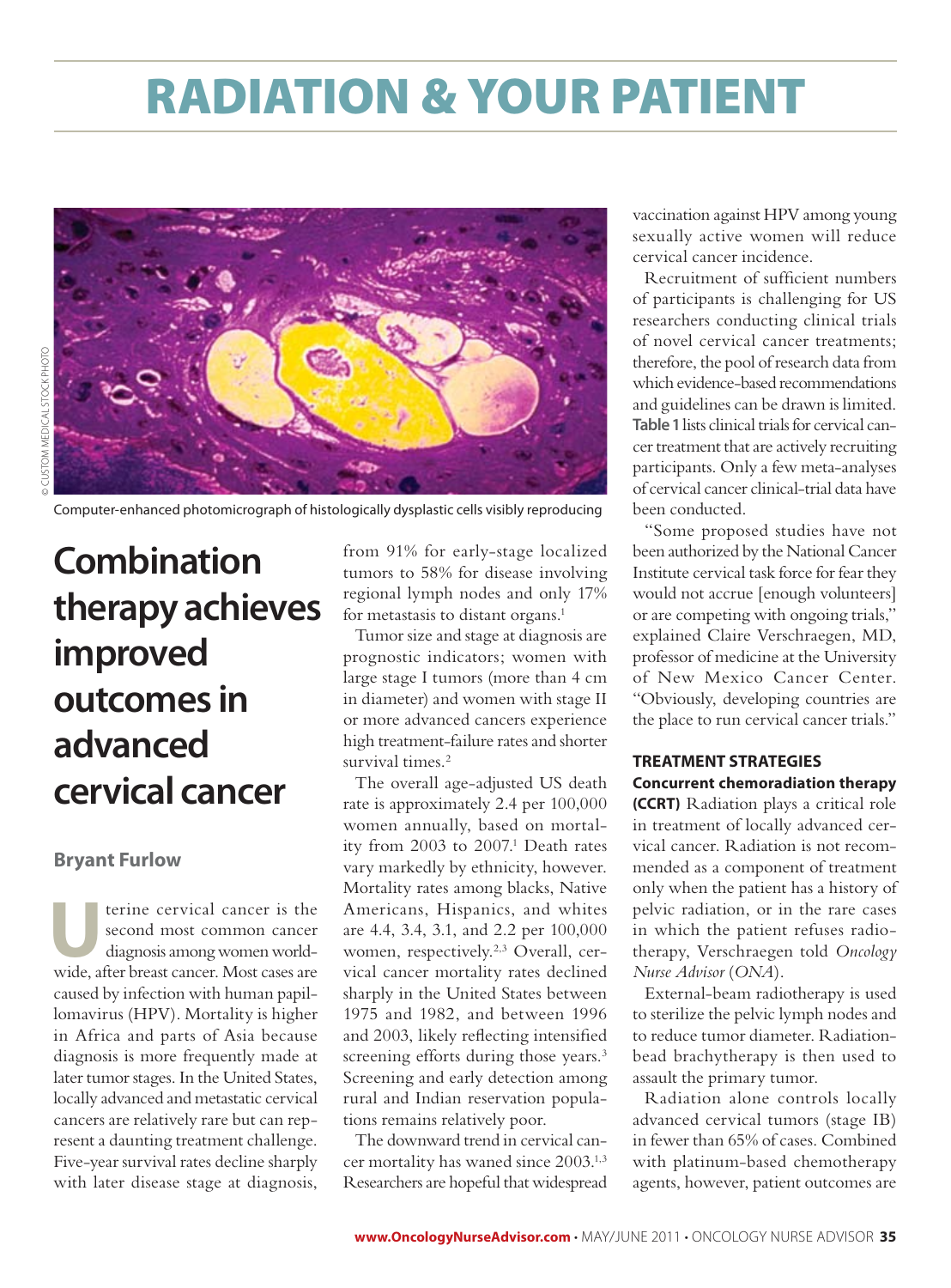# RADIATION & YOUR PATIENT

Computer-enhanced photomicrograph of histologically dysplastic cells visibly reproducing

## Combination therapy achieves improved outcomes in advanced cervical cancer

**Bryant Furlow**

Uterine cervical cancer is the second most common cancer diagnosis among women worldwide, after breast cancer. Most cases are caused by infection with human papillomavirus (HPV). Mortality is higher in Africa and parts of Asia because diagnosis is more frequently made at later tumor stages. In the United States, locally advanced and metastatic cervical cancers are relatively rare but can represent a daunting treatment challenge. Five-year survival rates decline sharply with later disease stage at diagnosis, from 91% for early-stage localized tumors to 58% for disease involving regional lymph nodes and only 17% for metastasis to distant organs.[1]

Tumor size and stage at diagnosis are prognostic indicators; women with large stage I tumors (more than 4 cm in diameter) and women with stage II or more advanced cancers experience high treatment-failure rates and shorter survival times.[2]

The overall age-adjusted US death rate is approximately 2.4 per 100,000 women annually, based on mortality from 2003 to 2007.[1] Death rates vary markedly by ethnicity, however. Mortality rates among blacks, Native Americans, Hispanics, and whites are 4.4, 3.4, 3.1, and 2.2 per 100,000 women, respectively.[2,3] Overall, cervical cancer mortality rates declined sharply in the United States between 1975 and 1982, and between 1996 and 2003, likely reflecting intensified screening efforts during those years.[3] Screening and early detection among rural and Indian reservation populations remains relatively poor.

The downward trend in cervical cancer mortality has waned since 2003.[1,3] Researchers are hopeful that widespread vaccination against HPV among young sexually active women will reduce cervical cancer incidence.

Recruitment of sufficient numbers of participants is challenging for US researchers conducting clinical trials of novel cervical cancer treatments; therefore, the pool of research data from which evidence-based recommendations and guidelines can be drawn is limited. **Table 1** lists clinical trials for cervical cancer treatment that are actively recruiting participants. Only a few meta-analyses of cervical cancer clinical-trial data have been conducted.

"Some proposed studies have not been authorized by the National Cancer Institute cervical task force for fear they would not accrue [enough volunteers] or are competing with ongoing trials," explained Claire Verschraegen, MD, professor of medicine at the University of New Mexico Cancer Center. "Obviously, developing countries are the place to run cervical cancer trials."

### TREATMENT STRATEGIES

**Concurrent chemoradiation therapy (CCRT)** Radiation plays a critical role in treatment of locally advanced cervical cancer. Radiation is not recommended as a component of treatment only when the patient has a history of pelvic radiation, or in the rare cases in which the patient refuses radiotherapy, Verschraegen told *Oncology Nurse Advisor* (*ONA*).

External-beam radiotherapy is used to sterilize the pelvic lymph nodes and to reduce tumor diameter. Radiation-bead brachytherapy is then used to assault the primary tumor.

Radiation alone controls locally advanced cervical tumors (stage IB) in fewer than 65% of cases. Combined with platinum-based chemotherapy agents, however, patient outcomes are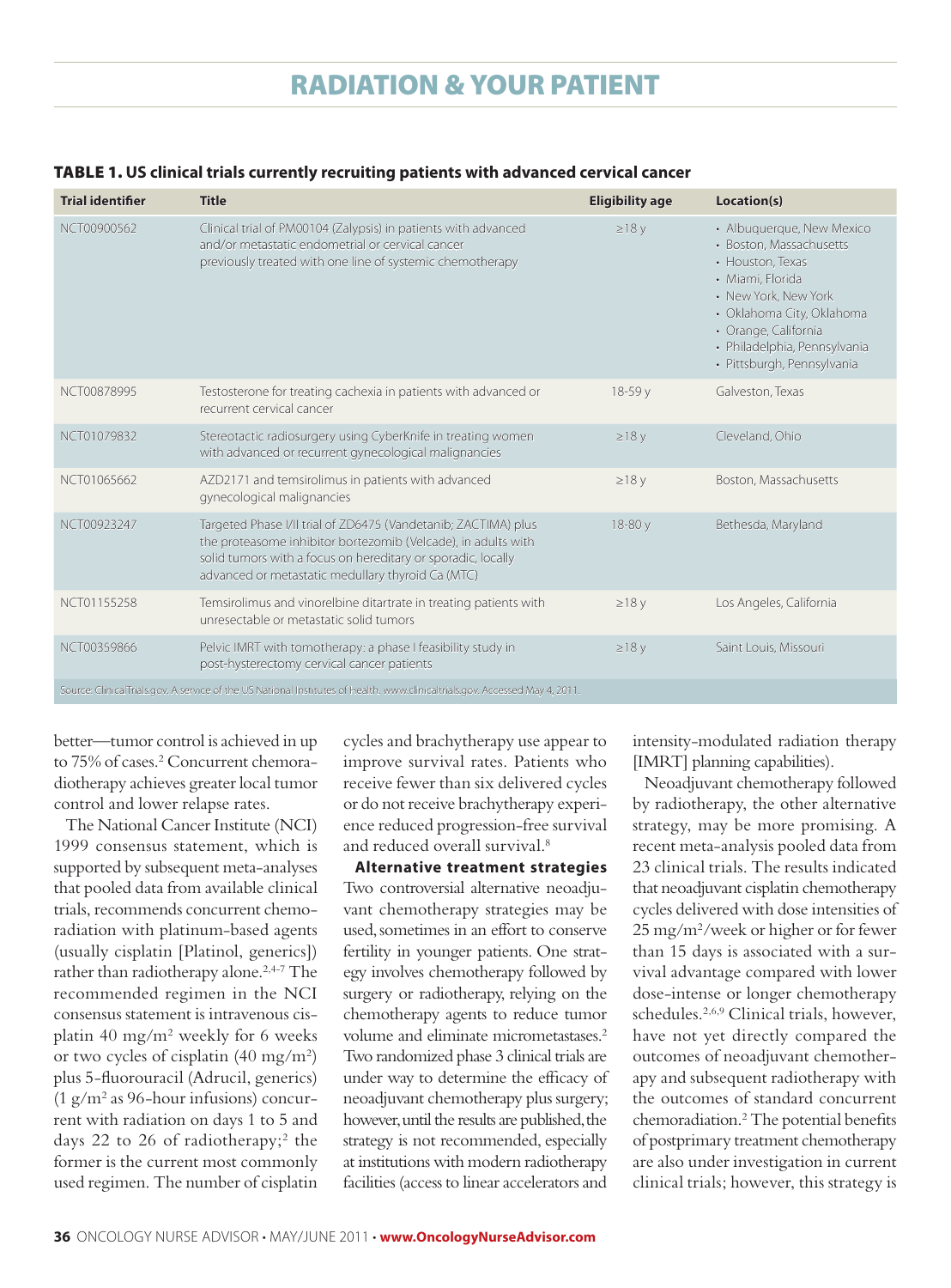**TABLE 1. US clinical trials currently recruiting patients with advanced cervical cancer**

| Trial identifier | Title | Eligibility age | Location(s) |
|---|---|---|---|
| NCT00900562 | Clinical trial of PM00104 (Zalypsis) in patients with advanced and/or metastatic endometrial or cervical cancer previously treated with one line of systemic chemotherapy | ≥18 y | • Albuquerque, New Mexico<br>• Boston, Massachusetts<br>• Houston, Texas<br>• Miami, Florida<br>• New York, New York<br>• Oklahoma City, Oklahoma<br>• Orange, California<br>• Philadelphia, Pennsylvania<br>• Pittsburgh, Pennsylvania |
| NCT00878995 | Testosterone for treating cachexia in patients with advanced or recurrent cervical cancer | 18-59 y | Galveston, Texas |
| NCT01079832 | Stereotactic radiosurgery using CyberKnife in treating women with advanced or recurrent gynecological malignancies | ≥18 y | Cleveland, Ohio |
| NCT01065662 | AZD2171 and temsirolimus in patients with advanced gynecological malignancies | ≥18 y | Boston, Massachusetts |
| NCT00923247 | Targeted Phase I/II trial of ZD6475 (Vandetanib; ZACTIMA) plus the proteasome inhibitor bortezomib (Velcade), in adults with solid tumors with a focus on hereditary or sporadic, locally advanced or metastatic medullary thyroid Ca (MTC) | 18-80 y | Bethesda, Maryland |
| NCT01155258 | Temsirolimus and vinorelbine ditartrate in treating patients with unresectable or metastatic solid tumors | ≥18 y | Los Angeles, California |
| NCT00359866 | Pelvic IMRT with tomotherapy: a phase I feasibility study in post-hysterectomy cervical cancer patients | ≥18 y | Saint Louis, Missouri |

Source: ClinicalTrials.gov. A service of the US National Institutes of Health. www.clinicaltrials.gov. Accessed May 4, 2011.

better—tumor control is achieved in up to 75% of cases.[2] Concurrent chemoradiotherapy achieves greater local tumor control and lower relapse rates.

The National Cancer Institute (NCI) 1999 consensus statement, which is supported by subsequent meta-analyses that pooled data from available clinical trials, recommends concurrent chemoradiation with platinum-based agents (usually cisplatin [Platinol, generics]) rather than radiotherapy alone.[2,4-7] The recommended regimen in the NCI consensus statement is intravenous cisplatin 40 mg/m$^2$ weekly for 6 weeks or two cycles of cisplatin (40 mg/m$^2$) plus 5-fluorouracil (Adrucil, generics) (1 g/m$^2$ as 96-hour infusions) concurrent with radiation on days 1 to 5 and days 22 to 26 of radiotherapy;[2] the former is the current most commonly used regimen. The number of cisplatin cycles and brachytherapy use appear to improve survival rates. Patients who receive fewer than six delivered cycles or do not receive brachytherapy experience reduced progression-free survival and reduced overall survival.[8]

**Alternative treatment strategies** Two controversial alternative neoadjuvant chemotherapy strategies may be used, sometimes in an effort to conserve fertility in younger patients. One strategy involves chemotherapy followed by surgery or radiotherapy, relying on the chemotherapy agents to reduce tumor volume and eliminate micrometastases.[2] Two randomized phase 3 clinical trials are under way to determine the efficacy of neoadjuvant chemotherapy plus surgery; however, until the results are published, the strategy is not recommended, especially at institutions with modern radiotherapy facilities (access to linear accelerators and intensity-modulated radiation therapy [IMRT] planning capabilities).

Neoadjuvant chemotherapy followed by radiotherapy, the other alternative strategy, may be more promising. A recent meta-analysis pooled data from 23 clinical trials. The results indicated that neoadjuvant cisplatin chemotherapy cycles delivered with dose intensities of 25 mg/m$^2$/week or higher or for fewer than 15 days is associated with a survival advantage compared with lower dose-intense or longer chemotherapy schedules.[2,6,9] Clinical trials, however, have not yet directly compared the outcomes of neoadjuvant chemotherapy and subsequent radiotherapy with the outcomes of standard concurrent chemoradiation.[2] The potential benefits of postprimary treatment chemotherapy are also under investigation in current clinical trials; however, this strategy is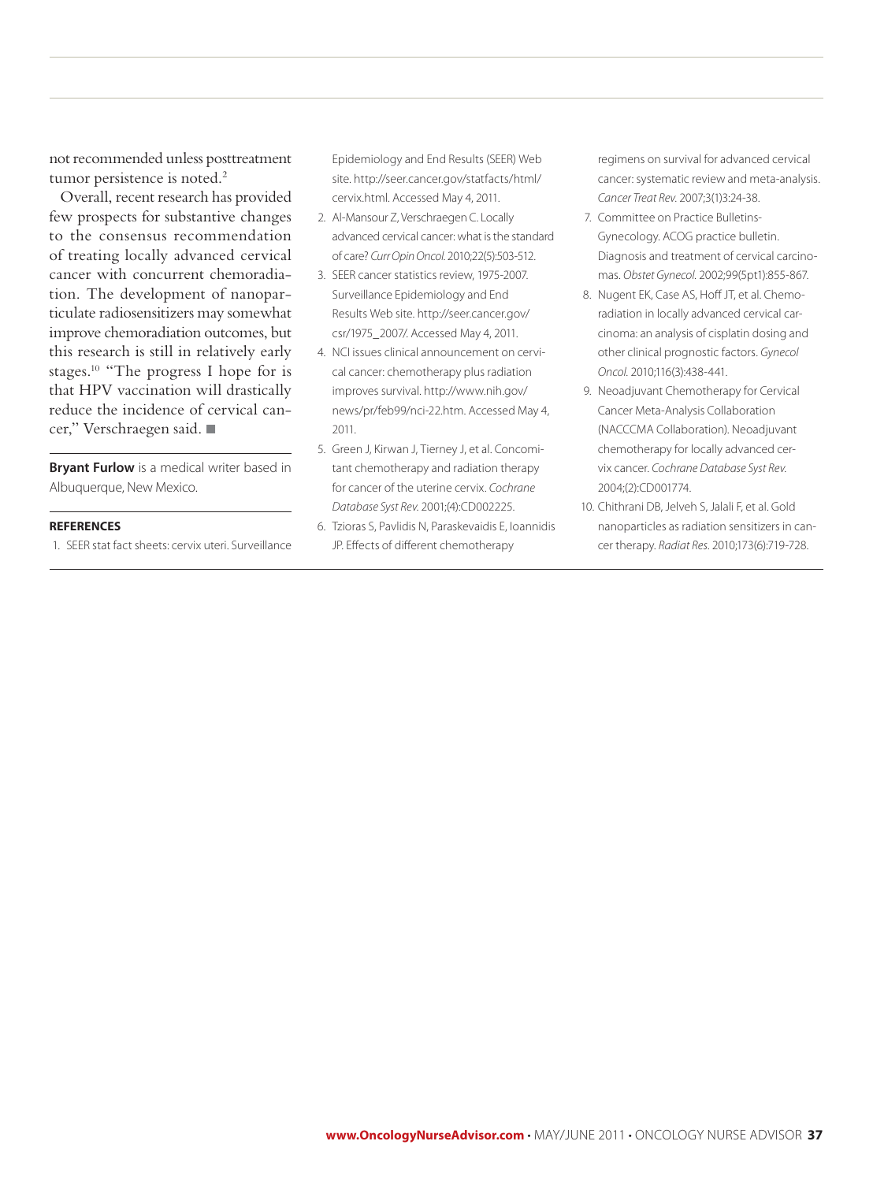not recommended unless posttreatment tumor persistence is noted.[2]

Overall, recent research has provided few prospects for substantive changes to the consensus recommendation of treating locally advanced cervical cancer with concurrent chemoradiation. The development of nanoparticulate radiosensitizers may somewhat improve chemoradiation outcomes, but this research is still in relatively early stages.[10] "The progress I hope for is that HPV vaccination will drastically reduce the incidence of cervical cancer," Verschraegen said. ■

**Bryant Furlow** is a medical writer based in Albuquerque, New Mexico.

## REFERENCES

1. SEER stat fact sheets: cervix uteri. Surveillance Epidemiology and End Results (SEER) Web site. http://seer.cancer.gov/statfacts/html/cervix.html. Accessed May 4, 2011.
2. Al-Mansour Z, Verschraegen C. Locally advanced cervical cancer: what is the standard of care? *Curr Opin Oncol.* 2010;22(5):503-512.
3. SEER cancer statistics review, 1975-2007. Surveillance Epidemiology and End Results Web site. http://seer.cancer.gov/csr/1975_2007/. Accessed May 4, 2011.
4. NCI issues clinical announcement on cervical cancer: chemotherapy plus radiation improves survival. http://www.nih.gov/news/pr/feb99/nci-22.htm. Accessed May 4, 2011.
5. Green J, Kirwan J, Tierney J, et al. Concomitant chemotherapy and radiation therapy for cancer of the uterine cervix. *Cochrane Database Syst Rev.* 2001;(4):CD002225.
6. Tzioras S, Pavlidis N, Paraskevaidis E, Ioannidis JP. Effects of different chemotherapy regimens on survival for advanced cervical cancer: systematic review and meta-analysis. *Cancer Treat Rev.* 2007;3(1)3:24-38.
7. Committee on Practice Bulletins-Gynecology. ACOG practice bulletin. Diagnosis and treatment of cervical carcinomas. *Obstet Gynecol.* 2002;99(5pt1):855-867.
8. Nugent EK, Case AS, Hoff JT, et al. Chemoradiation in locally advanced cervical carcinoma: an analysis of cisplatin dosing and other clinical prognostic factors. *Gynecol Oncol.* 2010;116(3):438-441.
9. Neoadjuvant Chemotherapy for Cervical Cancer Meta-Analysis Collaboration (NACCCMA Collaboration). Neoadjuvant chemotherapy for locally advanced cervix cancer. *Cochrane Database Syst Rev.* 2004;(2):CD001774.
10. Chithrani DB, Jelveh S, Jalali F, et al. Gold nanoparticles as radiation sensitizers in cancer therapy. *Radiat Res.* 2010;173(6):719-728.